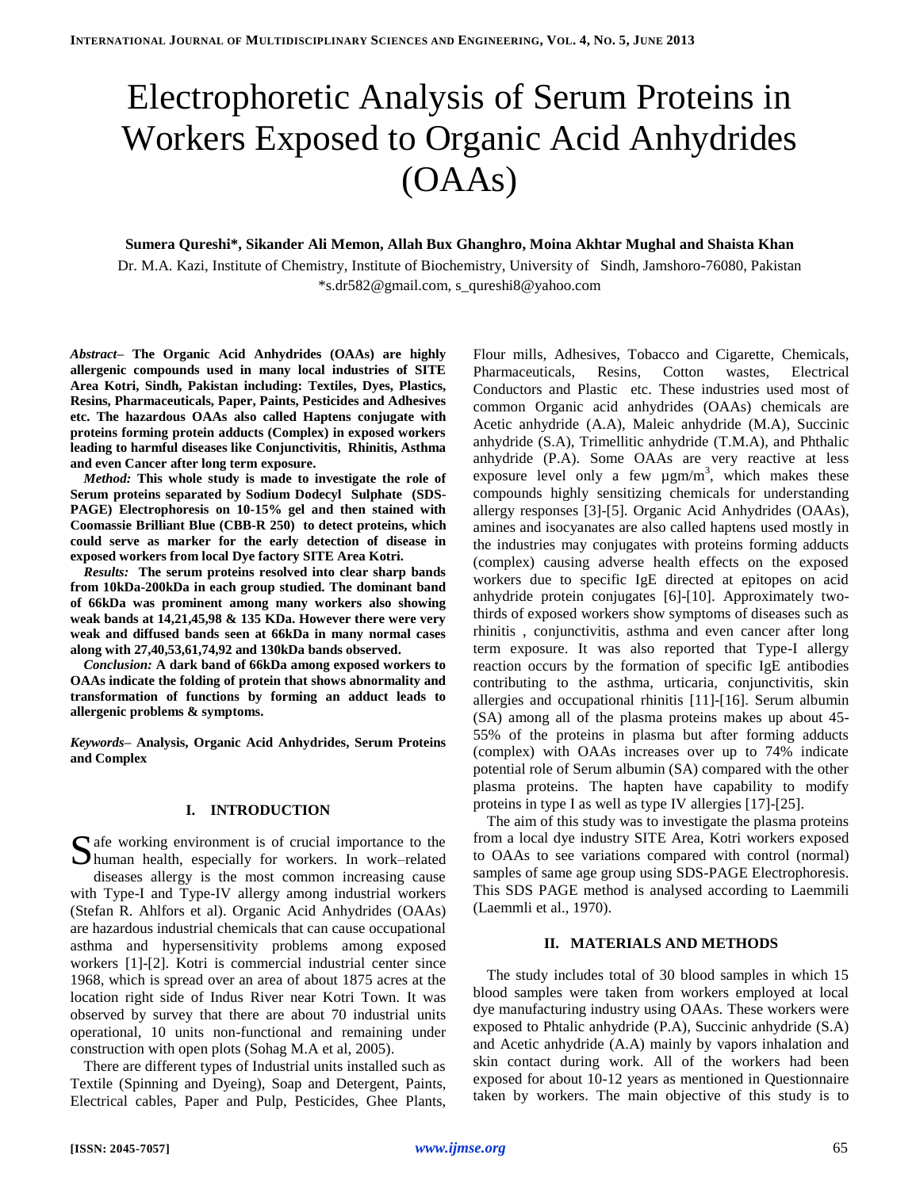# Electrophoretic Analysis of Serum Proteins in Workers Exposed to Organic Acid Anhydrides (OAAs)

**Sumera Qureshi\*, Sikander Ali Memon, Allah Bux Ghanghro, Moina Akhtar Mughal and Shaista Khan**

Dr. M.A. Kazi, Institute of Chemistry, Institute of Biochemistry, University of Sindh, Jamshoro-76080, Pakistan
\*s.dr582@gmail.com, s_qureshi8@yahoo.com

***Abstract*– The Organic Acid Anhydrides (OAAs) are highly allergenic compounds used in many local industries of SITE Area Kotri, Sindh, Pakistan including: Textiles, Dyes, Plastics, Resins, Pharmaceuticals, Paper, Paints, Pesticides and Adhesives etc. The hazardous OAAs also called Haptens conjugate with proteins forming protein adducts (Complex) in exposed workers leading to harmful diseases like Conjunctivitis, Rhinitis, Asthma and even Cancer after long term exposure.**

***Method:* This whole study is made to investigate the role of Serum proteins separated by Sodium Dodecyl Sulphate (SDS-PAGE) Electrophoresis on 10-15% gel and then stained with Coomassie Brilliant Blue (CBB-R 250) to detect proteins, which could serve as marker for the early detection of disease in exposed workers from local Dye factory SITE Area Kotri.**

***Results:* The serum proteins resolved into clear sharp bands from 10kDa-200kDa in each group studied. The dominant band of 66kDa was prominent among many workers also showing weak bands at 14,21,45,98 & 135 KDa. However there were very weak and diffused bands seen at 66kDa in many normal cases along with 27,40,53,61,74,92 and 130kDa bands observed.**

***Conclusion:* A dark band of 66kDa among exposed workers to OAAs indicate the folding of protein that shows abnormality and transformation of functions by forming an adduct leads to allergenic problems & symptoms.**

***Keywords*– Analysis, Organic Acid Anhydrides, Serum Proteins and Complex**

## I. INTRODUCTION

Safe working environment is of crucial importance to the human health, especially for workers. In work–related diseases allergy is the most common increasing cause with Type-I and Type-IV allergy among industrial workers (Stefan R. Ahlfors et al). Organic Acid Anhydrides (OAAs) are hazardous industrial chemicals that can cause occupational asthma and hypersensitivity problems among exposed workers [1]-[2]. Kotri is commercial industrial center since 1968, which is spread over an area of about 1875 acres at the location right side of Indus River near Kotri Town. It was observed by survey that there are about 70 industrial units operational, 10 units non-functional and remaining under construction with open plots (Sohag M.A et al, 2005).

There are different types of Industrial units installed such as Textile (Spinning and Dyeing), Soap and Detergent, Paints, Electrical cables, Paper and Pulp, Pesticides, Ghee Plants, Flour mills, Adhesives, Tobacco and Cigarette, Chemicals, Pharmaceuticals, Resins, Cotton wastes, Electrical Conductors and Plastic etc. These industries used most of common Organic acid anhydrides (OAAs) chemicals are Acetic anhydride (A.A), Maleic anhydride (M.A), Succinic anhydride (S.A), Trimellitic anhydride (T.M.A), and Phthalic anhydride (P.A). Some OAAs are very reactive at less exposure level only a few $\mu gm/m^3$, which makes these compounds highly sensitizing chemicals for understanding allergy responses [3]-[5]. Organic Acid Anhydrides (OAAs), amines and isocyanates are also called haptens used mostly in the industries may conjugates with proteins forming adducts (complex) causing adverse health effects on the exposed workers due to specific IgE directed at epitopes on acid anhydride protein conjugates [6]-[10]. Approximately two-thirds of exposed workers show symptoms of diseases such as rhinitis , conjunctivitis, asthma and even cancer after long term exposure. It was also reported that Type-I allergy reaction occurs by the formation of specific IgE antibodies contributing to the asthma, urticaria, conjunctivitis, skin allergies and occupational rhinitis [11]-[16]. Serum albumin (SA) among all of the plasma proteins makes up about 45-55% of the proteins in plasma but after forming adducts (complex) with OAAs increases over up to 74% indicate potential role of Serum albumin (SA) compared with the other plasma proteins. The hapten have capability to modify proteins in type I as well as type IV allergies [17]-[25].

The aim of this study was to investigate the plasma proteins from a local dye industry SITE Area, Kotri workers exposed to OAAs to see variations compared with control (normal) samples of same age group using SDS-PAGE Electrophoresis. This SDS PAGE method is analysed according to Laemmili (Laemmli et al., 1970).

## II. MATERIALS AND METHODS

The study includes total of 30 blood samples in which 15 blood samples were taken from workers employed at local dye manufacturing industry using OAAs. These workers were exposed to Phtalic anhydride (P.A), Succinic anhydride (S.A) and Acetic anhydride (A.A) mainly by vapors inhalation and skin contact during work. All of the workers had been exposed for about 10-12 years as mentioned in Questionnaire taken by workers. The main objective of this study is to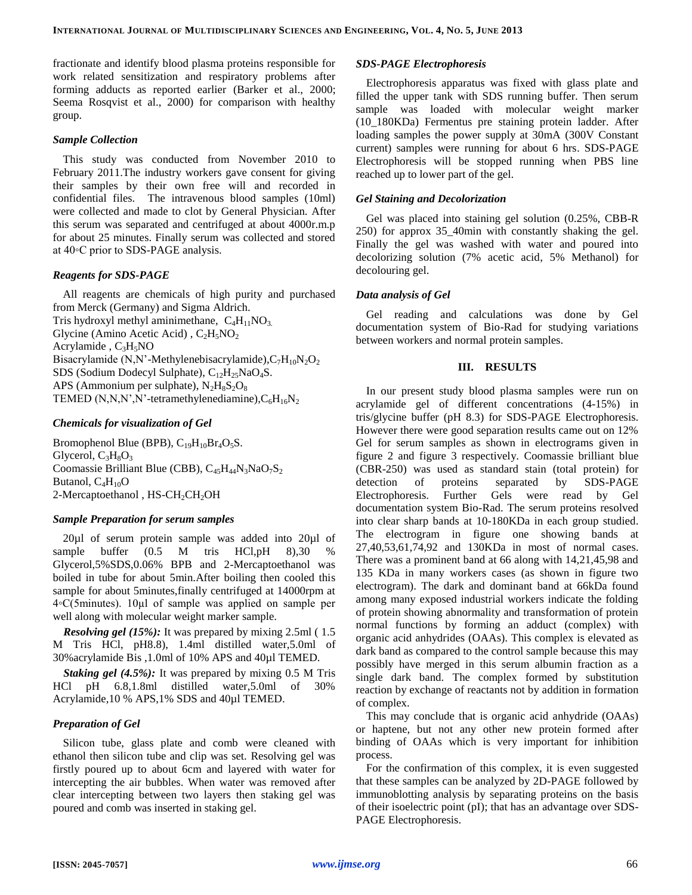fractionate and identify blood plasma proteins responsible for work related sensitization and respiratory problems after forming adducts as reported earlier (Barker et al., 2000; Seema Rosqvist et al., 2000) for comparison with healthy group.

### *Sample Collection*

This study was conducted from November 2010 to February 2011.The industry workers gave consent for giving their samples by their own free will and recorded in confidential files. The intravenous blood samples (10ml) were collected and made to clot by General Physician. After this serum was separated and centrifuged at about 4000r.m.p for about 25 minutes. Finally serum was collected and stored at 40◦C prior to SDS-PAGE analysis.

### *Reagents for SDS-PAGE*

All reagents are chemicals of high purity and purchased from Merck (Germany) and Sigma Aldrich.
Tris hydroxyl methyl aminimethane, $C_4H_{11}NO_3$.
Glycine (Amino Acetic Acid) , $C_2H_5NO_2$
Acrylamide , $C_3H_5NO$
Bisacrylamide (N,N'-Methylenebisacrylamide),$C_7H_{10}N_2O_2$
SDS (Sodium Dodecyl Sulphate), $C_{12}H_{25}NaO_4S$.
APS (Ammonium per sulphate), $N_2H_8S_2O_8$
TEMED (N,N,N',N'-tetramethylenediamine),$C_6H_{16}N_2$

### *Chemicals for visualization of Gel*

Bromophenol Blue (BPB), $C_{19}H_{10}Br_4O_5S$.
Glycerol, $C_3H_8O_3$
Coomassie Brilliant Blue (CBB), $C_{45}H_{44}N_3NaO_7S_2$
Butanol, $C_4H_{10}O$
2-Mercaptoethanol , HS-$CH_2CH_2$OH

### *Sample Preparation for serum samples*

20µl of serum protein sample was added into 20µl of sample buffer (0.5 M tris HCl,pH 8),30 % Glycerol,5%SDS,0.06% BPB and 2-Mercaptoethanol was boiled in tube for about 5min.After boiling then cooled this sample for about 5minutes,finally centrifuged at 14000rpm at 4◦C(5minutes). 10µl of sample was applied on sample per well along with molecular weight marker sample.

***Resolving gel (15%):*** It was prepared by mixing 2.5ml ( 1.5 M Tris HCl, pH8.8), 1.4ml distilled water,5.0ml of 30%acrylamide Bis ,1.0ml of 10% APS and 40µl TEMED.

***Staking gel (4.5%):*** It was prepared by mixing 0.5 M Tris HCl pH 6.8,1.8ml distilled water,5.0ml of 30% Acrylamide,10 % APS,1% SDS and 40µl TEMED.

### *Preparation of Gel*

Silicon tube, glass plate and comb were cleaned with ethanol then silicon tube and clip was set. Resolving gel was firstly poured up to about 6cm and layered with water for intercepting the air bubbles. When water was removed after clear intercepting between two layers then staking gel was poured and comb was inserted in staking gel.

### *SDS-PAGE Electrophoresis*

Electrophoresis apparatus was fixed with glass plate and filled the upper tank with SDS running buffer. Then serum sample was loaded with molecular weight marker (10_180KDa) Fermentus pre staining protein ladder. After loading samples the power supply at 30mA (300V Constant current) samples were running for about 6 hrs. SDS-PAGE Electrophoresis will be stopped running when PBS line reached up to lower part of the gel.

### *Gel Staining and Decolorization*

Gel was placed into staining gel solution (0.25%, CBB-R 250) for approx 35_40min with constantly shaking the gel. Finally the gel was washed with water and poured into decolorizing solution (7% acetic acid, 5% Methanol) for decolouring gel.

### *Data analysis of Gel*

Gel reading and calculations was done by Gel documentation system of Bio-Rad for studying variations between workers and normal protein samples.

## III. RESULTS

In our present study blood plasma samples were run on acrylamide gel of different concentrations (4-15%) in tris/glycine buffer (pH 8.3) for SDS-PAGE Electrophoresis. However there were good separation results came out on 12% Gel for serum samples as shown in electrograms given in figure 2 and figure 3 respectively. Coomassie brilliant blue (CBR-250) was used as standard stain (total protein) for detection of proteins separated by SDS-PAGE Electrophoresis. Further Gels were read by Gel documentation system Bio-Rad. The serum proteins resolved into clear sharp bands at 10-180KDa in each group studied. The electrogram in figure one showing bands at 27,40,53,61,74,92 and 130KDa in most of normal cases. There was a prominent band at 66 along with 14,21,45,98 and 135 KDa in many workers cases (as shown in figure two electrogram). The dark and dominant band at 66kDa found among many exposed industrial workers indicate the folding of protein showing abnormality and transformation of protein normal functions by forming an adduct (complex) with organic acid anhydrides (OAAs). This complex is elevated as dark band as compared to the control sample because this may possibly have merged in this serum albumin fraction as a single dark band. The complex formed by substitution reaction by exchange of reactants not by addition in formation of complex.

This may conclude that is organic acid anhydride (OAAs) or haptene, but not any other new protein formed after binding of OAAs which is very important for inhibition process.

For the confirmation of this complex, it is even suggested that these samples can be analyzed by 2D-PAGE followed by immunoblotting analysis by separating proteins on the basis of their isoelectric point (pI); that has an advantage over SDS-PAGE Electrophoresis.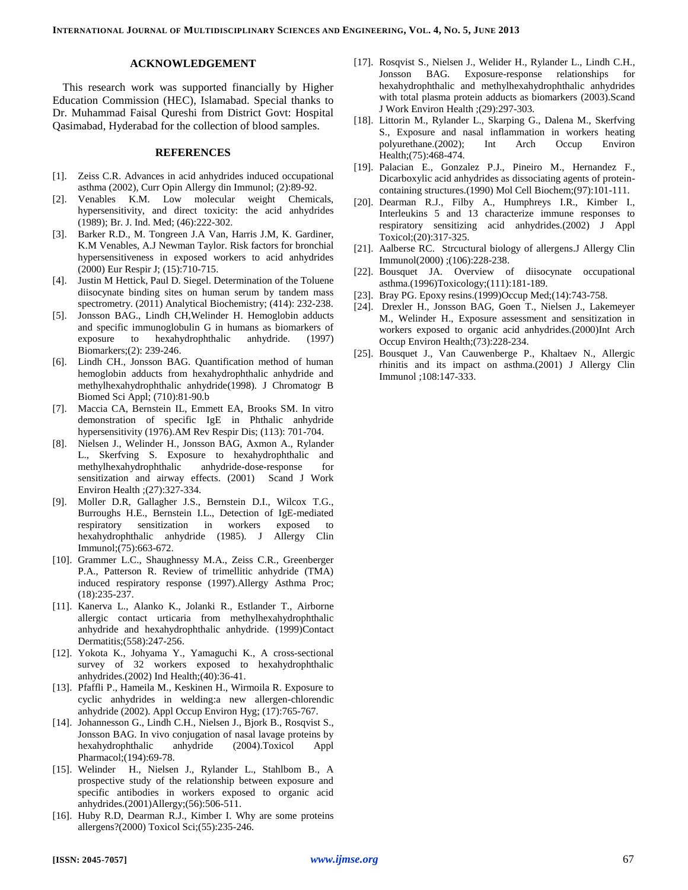## ACKNOWLEDGEMENT

This research work was supported financially by Higher Education Commission (HEC), Islamabad. Special thanks to Dr. Muhammad Faisal Qureshi from District Govt: Hospital Qasimabad, Hyderabad for the collection of blood samples.

## REFERENCES

[1]. Zeiss C.R. Advances in acid anhydrides induced occupational asthma (2002), Curr Opin Allergy din Immunol; (2):89-92.

[2]. Venables K.M. Low molecular weight Chemicals, hypersensitivity, and direct toxicity: the acid anhydrides (1989); Br. J. Ind. Med; (46):222-302.

[3]. Barker R.D., M. Tongreen J.A Van, Harris J.M, K. Gardiner, K.M Venables, A.J Newman Taylor. Risk factors for bronchial hypersensitiveness in exposed workers to acid anhydrides (2000) Eur Respir J; (15):710-715.

[4]. Justin M Hettick, Paul D. Siegel. Determination of the Toluene diisocynate binding sites on human serum by tandem mass spectrometry. (2011) Analytical Biochemistry; (414): 232-238.

[5]. Jonsson BAG., Lindh CH,Welinder H. Hemoglobin adducts and specific immunoglobulin G in humans as biomarkers of exposure to hexahydrophthalic anhydride. (1997) Biomarkers;(2): 239-246.

[6]. Lindh CH., Jonsson BAG. Quantification method of human hemoglobin adducts from hexahydrophthalic anhydride and methylhexahydrophthalic anhydride(1998). J Chromatogr B Biomed Sci Appl; (710):81-90.b

[7]. Maccia CA, Bernstein IL, Emmett EA, Brooks SM. In vitro demonstration of specific IgE in Phthalic anhydride hypersensitivity (1976).AM Rev Respir Dis; (113): 701-704.

[8]. Nielsen J., Welinder H., Jonsson BAG, Axmon A., Rylander L., Skerfving S. Exposure to hexahydrophthalic and methylhexahydrophthalic anhydride-dose-response for sensitization and airway effects. (2001) Scand J Work Environ Health ;(27):327-334.

[9]. Moller D.R, Gallagher J.S., Bernstein D.I., Wilcox T.G., Burroughs H.E., Bernstein I.L., Detection of IgE-mediated respiratory sensitization in workers exposed to hexahydrophthalic anhydride (1985). J Allergy Clin Immunol;(75):663-672.

[10]. Grammer L.C., Shaughnessy M.A., Zeiss C.R., Greenberger P.A., Patterson R. Review of trimellitic anhydride (TMA) induced respiratory response (1997).Allergy Asthma Proc; (18):235-237.

[11]. Kanerva L., Alanko K., Jolanki R., Estlander T., Airborne allergic contact urticaria from methylhexahydrophthalic anhydride and hexahydrophthalic anhydride. (1999)Contact Dermatitis;(558):247-256.

[12]. Yokota K., Johyama Y., Yamaguchi K., A cross-sectional survey of 32 workers exposed to hexahydrophthalic anhydrides.(2002) Ind Health;(40):36-41.

[13]. Pfaffli P., Hameila M., Keskinen H., Wirmoila R. Exposure to cyclic anhydrides in welding:a new allergen-chlorendic anhydride (2002). Appl Occup Environ Hyg; (17):765-767.

[14]. Johannesson G., Lindh C.H., Nielsen J., Bjork B., Rosqvist S., Jonsson BAG. In vivo conjugation of nasal lavage proteins by hexahydrophthalic anhydride (2004).Toxicol Appl Pharmacol;(194):69-78.

[15]. Welinder H., Nielsen J., Rylander L., Stahlbom B., A prospective study of the relationship between exposure and specific antibodies in workers exposed to organic acid anhydrides.(2001)Allergy;(56):506-511.

[16]. Huby R.D, Dearman R.J., Kimber I. Why are some proteins allergens?(2000) Toxicol Sci;(55):235-246.

[17]. Rosqvist S., Nielsen J., Welider H., Rylander L., Lindh C.H., Jonsson BAG. Exposure-response relationships for hexahydrophthalic and methylhexahydrophthalic anhydrides with total plasma protein adducts as biomarkers (2003).Scand J Work Environ Health ;(29):297-303.

[18]. Littorin M., Rylander L., Skarping G., Dalena M., Skerfving S., Exposure and nasal inflammation in workers heating polyurethane.(2002); Int Arch Occup Environ Health;(75):468-474.

[19]. Palacian E., Gonzalez P.J., Pineiro M., Hernandez F., Dicarboxylic acid anhydrides as dissociating agents of protein-containing structures.(1990) Mol Cell Biochem;(97):101-111.

[20]. Dearman R.J., Filby A., Humphreys I.R., Kimber I., Interleukins 5 and 13 characterize immune responses to respiratory sensitizing acid anhydrides.(2002) J Appl Toxicol;(20):317-325.

[21]. Aalberse RC. Strcuctural biology of allergens.J Allergy Clin Immunol(2000) ;(106):228-238.

[22]. Bousquet JA. Overview of diisocynate occupational asthma.(1996)Toxicology;(111):181-189.

[23]. Bray PG. Epoxy resins.(1999)Occup Med;(14):743-758.

[24]. Drexler H., Jonsson BAG, Goen T., Nielsen J., Lakemeyer M., Welinder H., Exposure assessment and sensitization in workers exposed to organic acid anhydrides.(2000)Int Arch Occup Environ Health;(73):228-234.

[25]. Bousquet J., Van Cauwenberge P., Khaltaev N., Allergic rhinitis and its impact on asthma.(2001) J Allergy Clin Immunol ;108:147-333.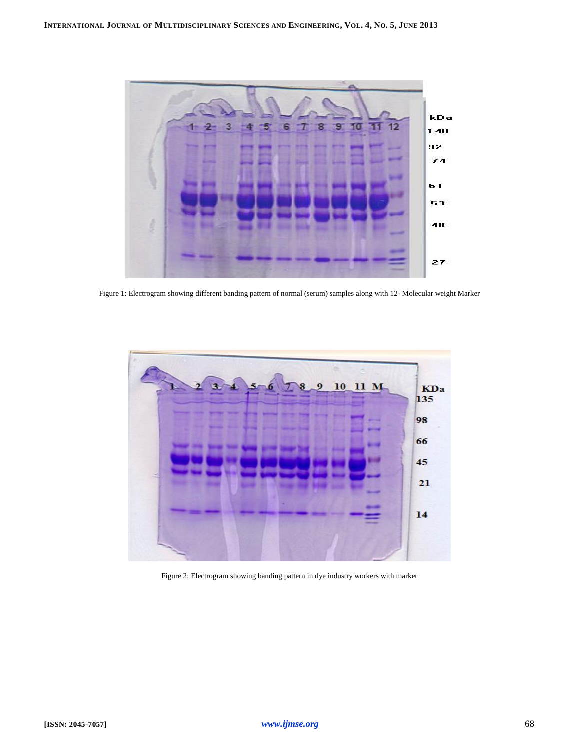1 2 3 4 5 6 7 8 9 10 11 12

kDa
140
92
74
61
53
40
27

Figure 1: Electrogram showing different banding pattern of normal (serum) samples along with 12- Molecular weight Marker

1 2 3 4 5 6 7 8 9 10 11 M

KDa
135
98
66
45
21
14

Figure 2: Electrogram showing banding pattern in dye industry workers with marker